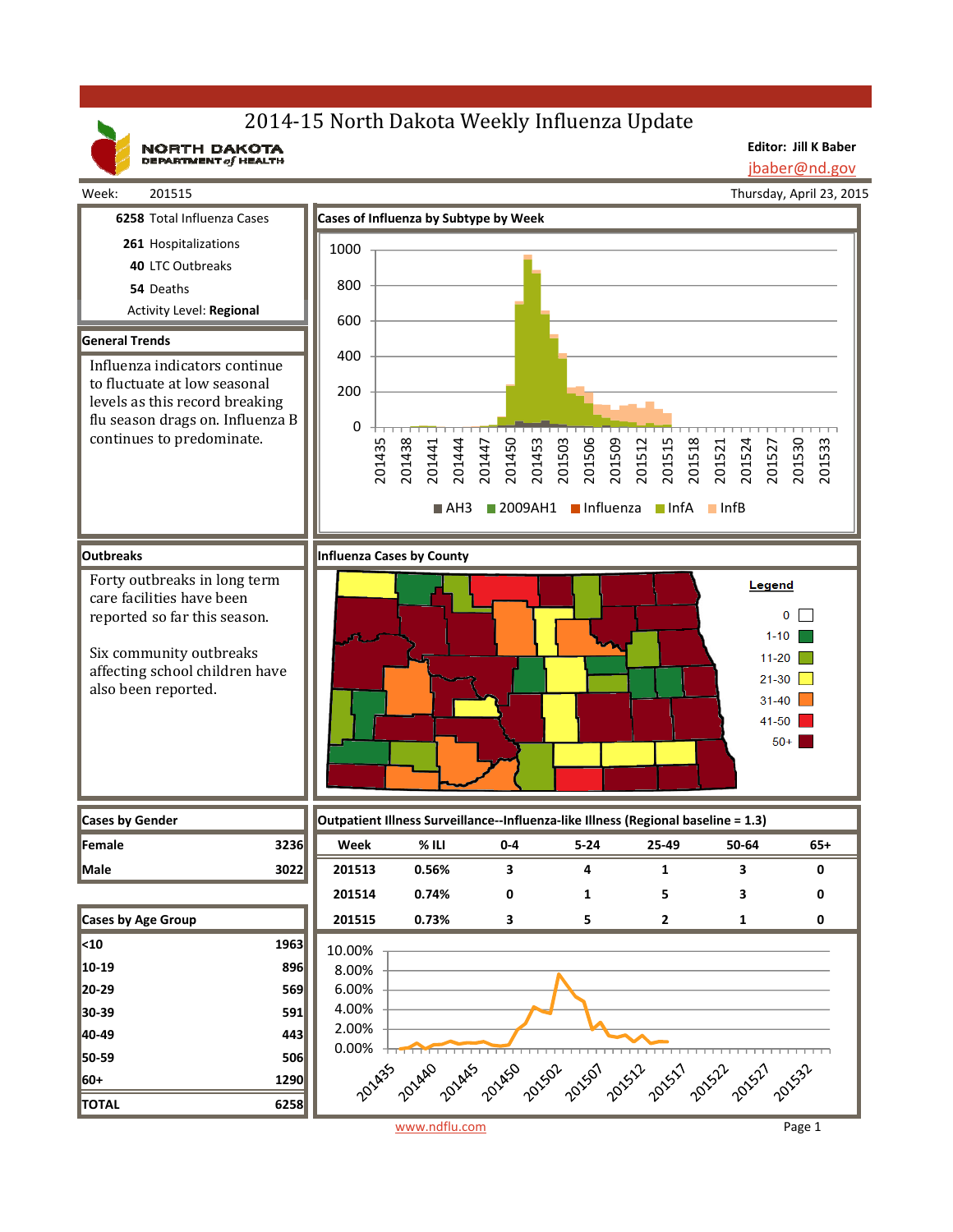# 2014-15 North Dakota Weekly Influenza Update

NORTH DAKOTA DEPARTMENT of HEALTH

**Editor: Jill K Baber**
jbaber@nd.gov

Week: 201515

Thursday, April 23, 2015

**6258** Total Influenza Cases
**261** Hospitalizations
**40** LTC Outbreaks
**54** Deaths
Activity Level: **Regional**

## General Trends

Influenza indicators continue to fluctuate at low seasonal levels as this record breaking flu season drags on. Influenza B continues to predominate.

## Cases of Influenza by Subtype by Week

1000
800
600
400
200
0

201435 201438 201441 201444 201447 201450 201453 201503 201506 201509 201512 201515 201518 201521 201524 201527 201530 201533

AH3 2009AH1 Influenza InfA InfB

## Outbreaks

Forty outbreaks in long term care facilities have been reported so far this season.

Six community outbreaks affecting school children have also been reported.

## Influenza Cases by County

Legend
0
1-10
11-20
21-30
31-40
41-50
50+

## Cases by Gender

| | |
|---|---|
| Female | 3236 |
| Male | 3022 |

## Outpatient Illness Surveillance--Influenza-like Illness (Regional baseline = 1.3)

| Week | % ILI | 0-4 | 5-24 | 25-49 | 50-64 | 65+ |
|---|---|---|---|---|---|---|
| 201513 | 0.56% | 3 | 4 | 1 | 3 | 0 |
| 201514 | 0.74% | 0 | 1 | 5 | 3 | 0 |
| 201515 | 0.73% | 3 | 5 | 2 | 1 | 0 |

## Cases by Age Group

| | |
|---|---|
| <10 | 1963 |
| 10-19 | 896 |
| 20-29 | 569 |
| 30-39 | 591 |
| 40-49 | 443 |
| 50-59 | 506 |
| 60+ | 1290 |
| **TOTAL** | **6258** |

10.00%
8.00%
6.00%
4.00%
2.00%
0.00%

201435 201440 201445 201450 201502 201507 201512 201517 201522 201527 201532

www.ndflu.com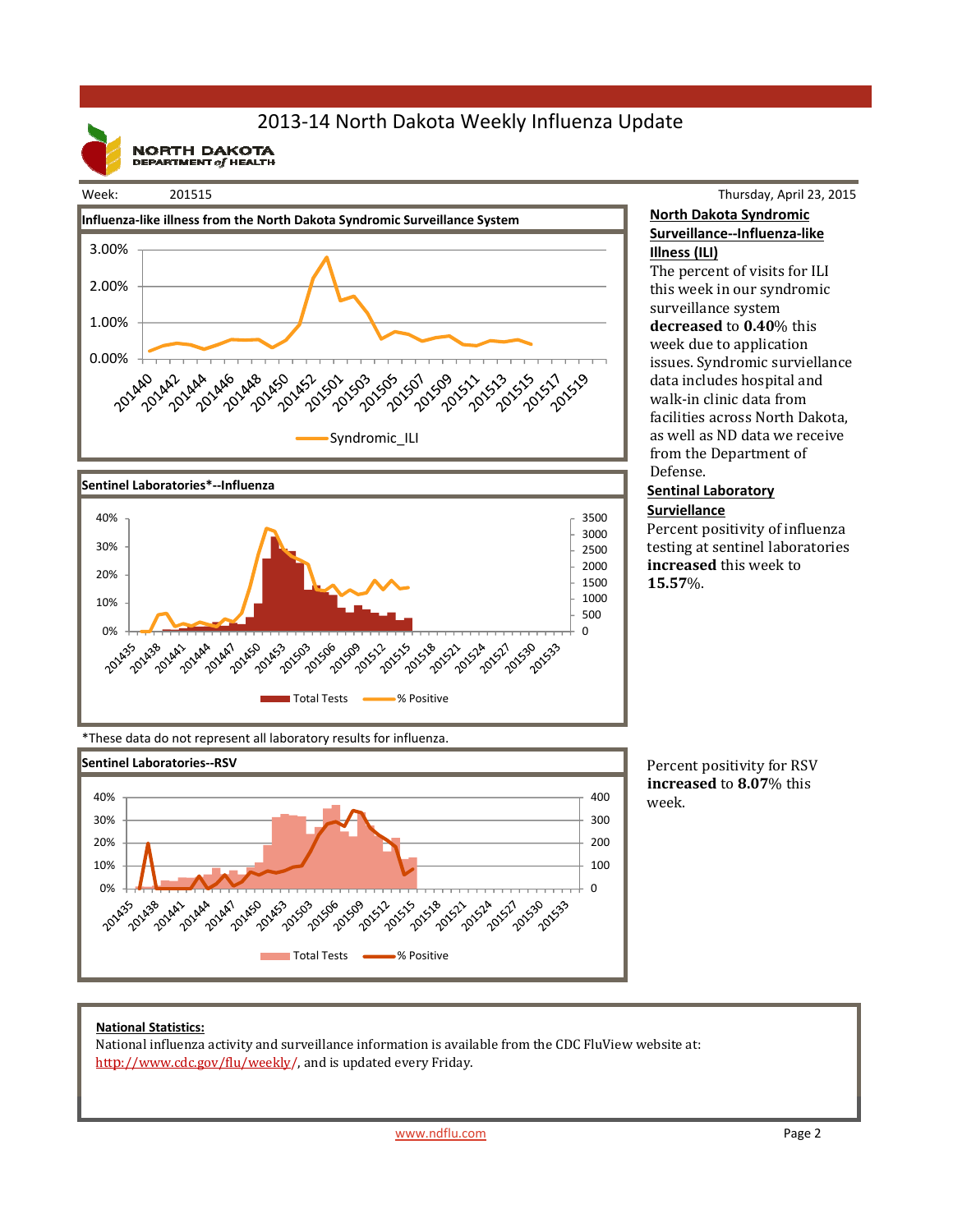# 2013-14 North Dakota Weekly Influenza Update

NORTH DAKOTA DEPARTMENT of HEALTH

Week: 201515

Thursday, April 23, 2015

**Influenza-like illness from the North Dakota Syndromic Surveillance System**

3.00%
2.00%
1.00%
0.00%

201440 201442 201444 201446 201448 201450 201452 201501 201503 201505 201507 201509 201511 201513 201515 201517 201519

Syndromic_ILI

**North Dakota Syndromic Surveillance--Influenza-like Illness (ILI)**

The percent of visits for ILI this week in our syndromic surveillance system **decreased** to **0.40**% this week due to application issues. Syndromic surviellance data includes hospital and walk-in clinic data from facilities across North Dakota, as well as ND data we receive from the Department of Defense.

**Sentinel Laboratories*--Influenza**

40%
30%
20%
10%
0%

3500
3000
2500
2000
1500
1000
500
0

201435 201438 201441 201444 201447 201450 201453 201503 201506 201509 201512 201515 201518 201521 201524 201527 201530 201533

Total Tests % Positive

**Sentinal Laboratory Surviellance**

Percent positivity of influenza testing at sentinel laboratories **increased** this week to **15.57**%.

*These data do not represent all laboratory results for influenza.

**Sentinel Laboratories--RSV**

40%
30%
20%
10%
0%

400
300
200
100
0

201435 201438 201441 201444 201447 201450 201453 201503 201506 201509 201512 201515 201518 201521 201524 201527 201530 201533

Total Tests % Positive

Percent positivity for RSV **increased** to **8.07**% this week.

**National Statistics:**

National influenza activity and surveillance information is available from the CDC FluView website at: http://www.cdc.gov/flu/weekly/, and is updated every Friday.

www.ndflu.com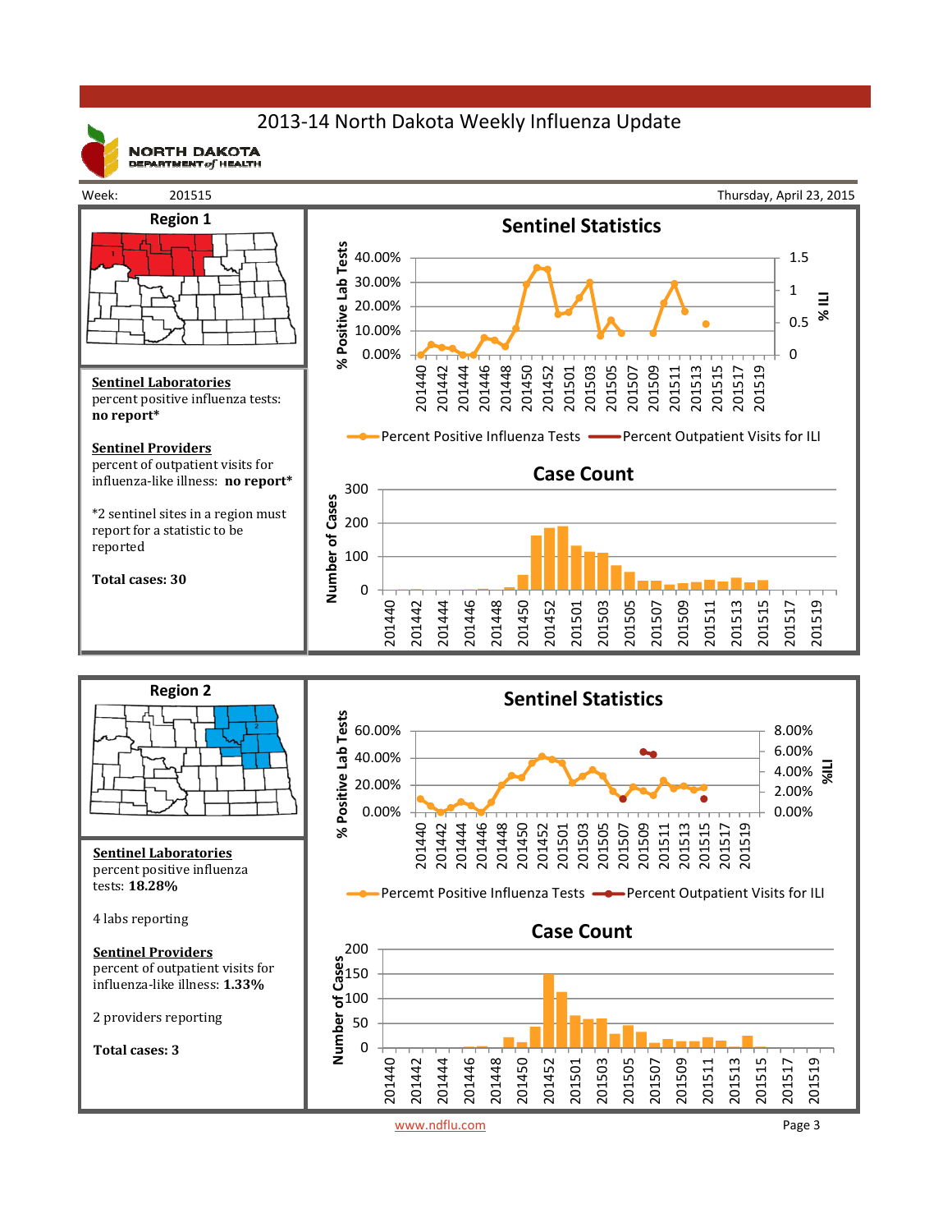# 2013-14 North Dakota Weekly Influenza Update

NORTH DAKOTA DEPARTMENT of HEALTH

Week: 201515 | Thursday, April 23, 2015

## Region 1

**Sentinel Laboratories**
percent positive influenza tests: **no report***

**Sentinel Providers**
percent of outpatient visits for influenza-like illness: **no report***

*2 sentinel sites in a region must report for a statistic to be reported

**Total cases: 30**

### Sentinel Statistics

% Positive Lab Tests: 40.00%, 30.00%, 20.00%, 10.00%, 0.00%

% ILI: 1.5, 1, 0.5, 0

201440, 201442, 201444, 201446, 201448, 201450, 201452, 201501, 201503, 201505, 201507, 201509, 201511, 201513, 201515, 201517, 201519

Percent Positive Influenza Tests — Percent Outpatient Visits for ILI

### Case Count

Number of Cases: 300, 200, 100, 0

201440, 201442, 201444, 201446, 201448, 201450, 201452, 201501, 201503, 201505, 201507, 201509, 201511, 201513, 201515, 201517, 201519

## Region 2

**Sentinel Laboratories**
percent positive influenza tests: **18.28%**

4 labs reporting

**Sentinel Providers**
percent of outpatient visits for influenza-like illness: **1.33%**

2 providers reporting

**Total cases: 3**

### Sentinel Statistics

% Positive Lab Tests: 60.00%, 40.00%, 20.00%, 0.00%

%ILI: 8.00%, 6.00%, 4.00%, 2.00%, 0.00%

201440, 201442, 201444, 201446, 201448, 201450, 201452, 201501, 201503, 201505, 201507, 201509, 201511, 201513, 201515, 201517, 201519

Percemt Positive Influenza Tests — Percent Outpatient Visits for ILI

### Case Count

Number of Cases: 200, 150, 100, 50, 0

201440, 201442, 201444, 201446, 201448, 201450, 201452, 201501, 201503, 201505, 201507, 201509, 201511, 201513, 201515, 201517, 201519

www.ndflu.com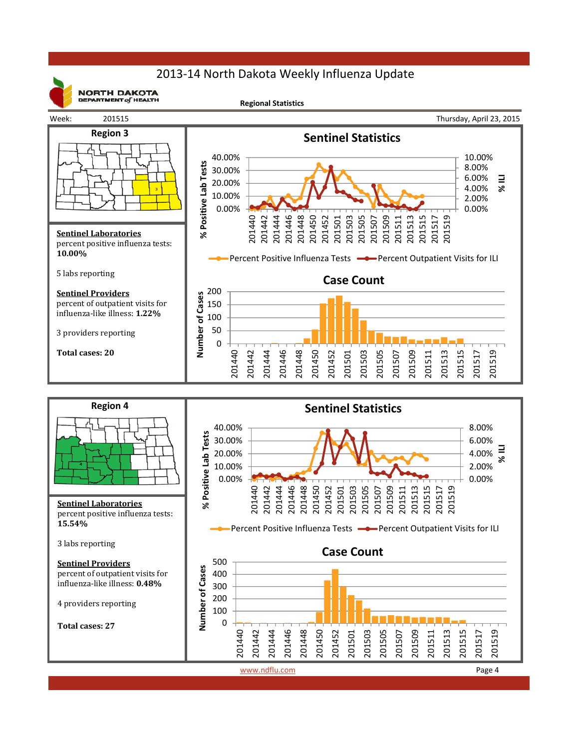# 2013-14 North Dakota Weekly Influenza Update

NORTH DAKOTA DEPARTMENT of HEALTH

**Regional Statistics**

Week: 201515

Thursday, April 23, 2015

## Region 3

### Sentinel Statistics

% Positive Lab Tests

40.00%
30.00%
20.00%
10.00%
0.00%

% ILI

10.00%
8.00%
6.00%
4.00%
2.00%
0.00%

201440
201442
201444
201446
201448
201450
201452
201501
201503
201505
201507
201509
201511
201513
201515
201517
201519

Percent Positive Influenza Tests
Percent Outpatient Visits for ILI

### Case Count

Number of Cases

200
150
100
50
0

201440
201442
201444
201446
201448
201450
201452
201501
201503
201505
201507
201509
201511
201513
201515
201517
201519

**Sentinel Laboratories**

percent positive influenza tests: **10.00%**

5 labs reporting

**Sentinel Providers**

percent of outpatient visits for influenza-like illness: **1.22%**

3 providers reporting

**Total cases: 20**

## Region 4

### Sentinel Statistics

% Positive Lab Tests

40.00%
30.00%
20.00%
10.00%
0.00%

% ILI

8.00%
6.00%
4.00%
2.00%
0.00%

201440
201442
201444
201446
201448
201450
201452
201501
201503
201505
201507
201509
201511
201513
201515
201517
201519

Percent Positive Influenza Tests
Percent Outpatient Visits for ILI

### Case Count

Number of Cases

500
400
300
200
100
0

201440
201442
201444
201446
201448
201450
201452
201501
201503
201505
201507
201509
201511
201513
201515
201517
201519

**Sentinel Laboratories**

percent positive influenza tests: **15.54%**

3 labs reporting

**Sentinel Providers**

percent of outpatient visits for influenza-like illness: **0.48%**

4 providers reporting

**Total cases: 27**

www.ndflu.com